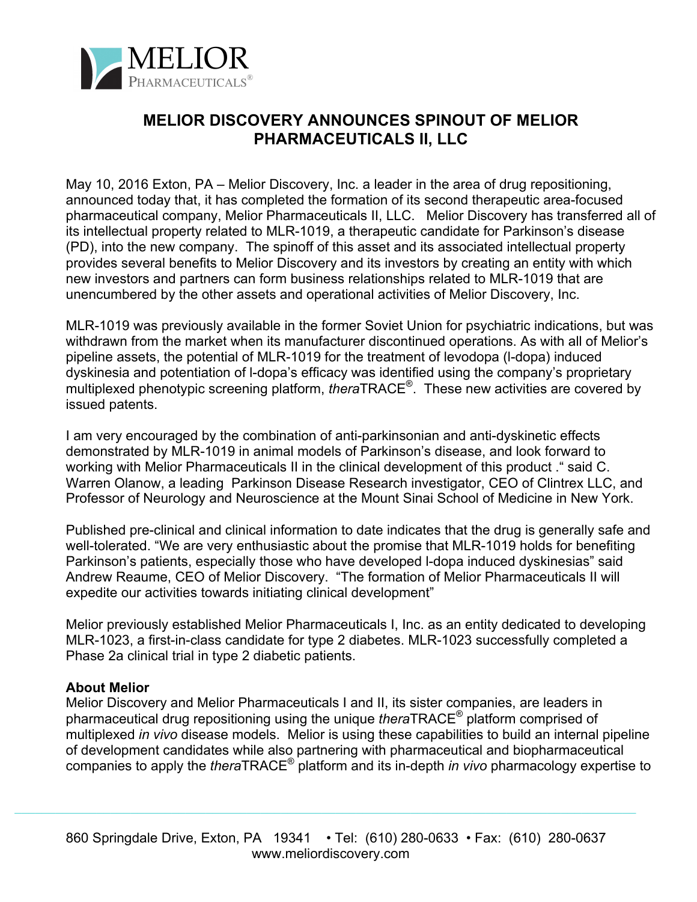# MELIOR DISCOVERY ANNOUNCES SPINOUT OF MELIOR PHARMACEUTICALS II, LLC

May 10, 2016 Exton, PA – Melior Discovery, Inc. a leader in the area of drug repositioning, announced today that, it has completed the formation of its second therapeutic area-focused pharmaceutical company, Melior Pharmaceuticals II, LLC. Melior Discovery has transferred all of its intellectual property related to MLR-1019, a therapeutic candidate for Parkinson's disease (PD), into the new company. The spinoff of this asset and its associated intellectual property provides several benefits to Melior Discovery and its investors by creating an entity with which new investors and partners can form business relationships related to MLR-1019 that are unencumbered by the other assets and operational activities of Melior Discovery, Inc.

MLR-1019 was previously available in the former Soviet Union for psychiatric indications, but was withdrawn from the market when its manufacturer discontinued operations. As with all of Melior's pipeline assets, the potential of MLR-1019 for the treatment of levodopa (l-dopa) induced dyskinesia and potentiation of l-dopa's efficacy was identified using the company's proprietary multiplexed phenotypic screening platform, *thera*TRACE®. These new activities are covered by issued patents.

I am very encouraged by the combination of anti-parkinsonian and anti-dyskinetic effects demonstrated by MLR-1019 in animal models of Parkinson's disease, and look forward to working with Melior Pharmaceuticals II in the clinical development of this product ." said C. Warren Olanow, a leading Parkinson Disease Research investigator, CEO of Clintrex LLC, and Professor of Neurology and Neuroscience at the Mount Sinai School of Medicine in New York.

Published pre-clinical and clinical information to date indicates that the drug is generally safe and well-tolerated. "We are very enthusiastic about the promise that MLR-1019 holds for benefiting Parkinson's patients, especially those who have developed l-dopa induced dyskinesias" said Andrew Reaume, CEO of Melior Discovery. "The formation of Melior Pharmaceuticals II will expedite our activities towards initiating clinical development"

Melior previously established Melior Pharmaceuticals I, Inc. as an entity dedicated to developing MLR-1023, a first-in-class candidate for type 2 diabetes. MLR-1023 successfully completed a Phase 2a clinical trial in type 2 diabetic patients.

**About Melior**

Melior Discovery and Melior Pharmaceuticals I and II, its sister companies, are leaders in pharmaceutical drug repositioning using the unique *thera*TRACE® platform comprised of multiplexed *in vivo* disease models. Melior is using these capabilities to build an internal pipeline of development candidates while also partnering with pharmaceutical and biopharmaceutical companies to apply the *thera*TRACE® platform and its in-depth *in vivo* pharmacology expertise to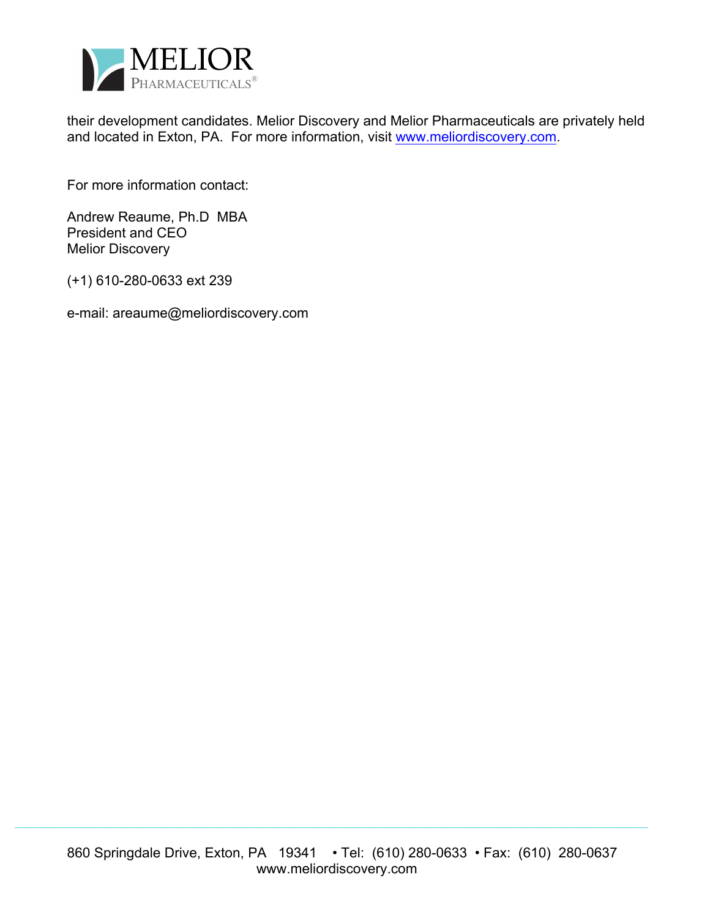their development candidates. Melior Discovery and Melior Pharmaceuticals are privately held and located in Exton, PA. For more information, visit [www.meliordiscovery.com](http://www.meliordiscovery.com).

For more information contact:

Andrew Reaume, Ph.D MBA  
President and CEO  
Melior Discovery

(+1) 610-280-0633 ext 239

e-mail: areaume@meliordiscovery.com